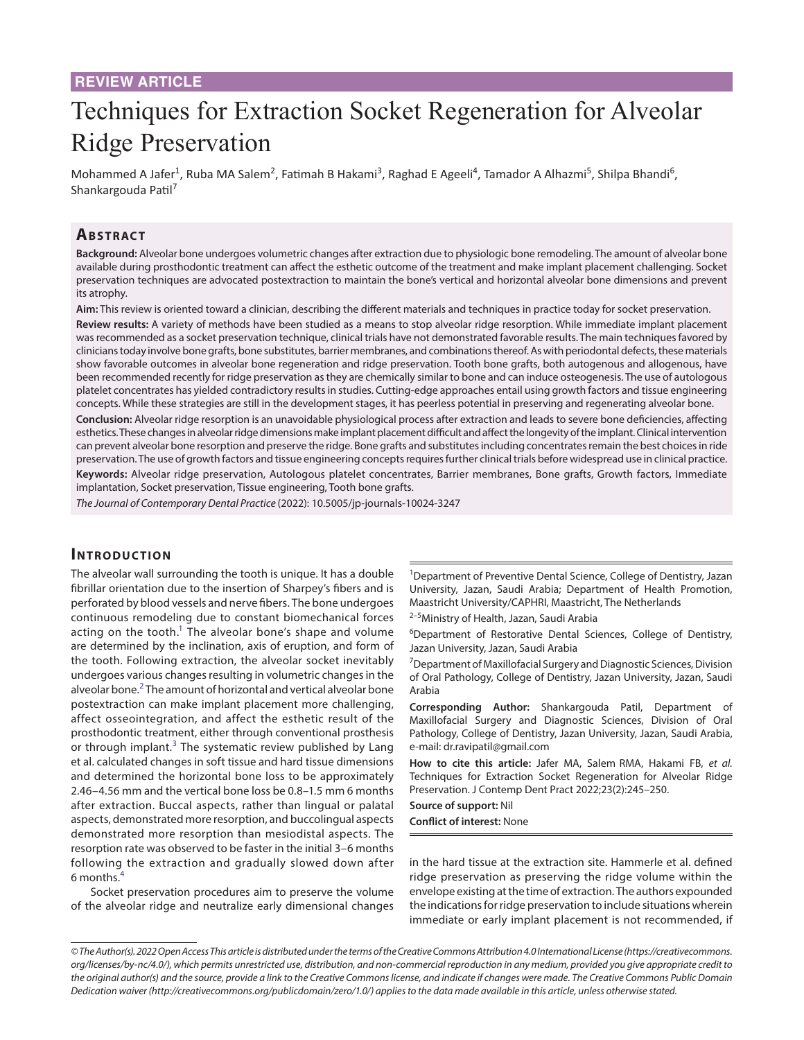REVIEW ARTICLE

# Techniques for Extraction Socket Regeneration for Alveolar Ridge Preservation

Mohammed A Jafer[1], Ruba MA Salem[2], Fatimah B Hakami[3], Raghad E Ageeli[4], Tamador A Alhazmi[5], Shilpa Bhandi[6], Shankargouda Patil[7]

## Abstract

**Background:** Alveolar bone undergoes volumetric changes after extraction due to physiologic bone remodeling. The amount of alveolar bone available during prosthodontic treatment can affect the esthetic outcome of the treatment and make implant placement challenging. Socket preservation techniques are advocated postextraction to maintain the bone's vertical and horizontal alveolar bone dimensions and prevent its atrophy.

**Aim:** This review is oriented toward a clinician, describing the different materials and techniques in practice today for socket preservation.

**Review results:** A variety of methods have been studied as a means to stop alveolar ridge resorption. While immediate implant placement was recommended as a socket preservation technique, clinical trials have not demonstrated favorable results. The main techniques favored by clinicians today involve bone grafts, bone substitutes, barrier membranes, and combinations thereof. As with periodontal defects, these materials show favorable outcomes in alveolar bone regeneration and ridge preservation. Tooth bone grafts, both autogenous and allogenous, have been recommended recently for ridge preservation as they are chemically similar to bone and can induce osteogenesis. The use of autologous platelet concentrates has yielded contradictory results in studies. Cutting-edge approaches entail using growth factors and tissue engineering concepts. While these strategies are still in the development stages, it has peerless potential in preserving and regenerating alveolar bone.

**Conclusion:** Alveolar ridge resorption is an unavoidable physiological process after extraction and leads to severe bone deficiencies, affecting esthetics. These changes in alveolar ridge dimensions make implant placement difficult and affect the longevity of the implant. Clinical intervention can prevent alveolar bone resorption and preserve the ridge. Bone grafts and substitutes including concentrates remain the best choices in ride preservation. The use of growth factors and tissue engineering concepts requires further clinical trials before widespread use in clinical practice.

**Keywords:** Alveolar ridge preservation, Autologous platelet concentrates, Barrier membranes, Bone grafts, Growth factors, Immediate implantation, Socket preservation, Tissue engineering, Tooth bone grafts.

*The Journal of Contemporary Dental Practice* (2022): 10.5005/jp-journals-10024-3247

## Introduction

The alveolar wall surrounding the tooth is unique. It has a double fibrillar orientation due to the insertion of Sharpey's fibers and is perforated by blood vessels and nerve fibers. The bone undergoes continuous remodeling due to constant biomechanical forces acting on the tooth.[1] The alveolar bone's shape and volume are determined by the inclination, axis of eruption, and form of the tooth. Following extraction, the alveolar socket inevitably undergoes various changes resulting in volumetric changes in the alveolar bone.[2] The amount of horizontal and vertical alveolar bone postextraction can make implant placement more challenging, affect osseointegration, and affect the esthetic result of the prosthodontic treatment, either through conventional prosthesis or through implant.[3] The systematic review published by Lang et al. calculated changes in soft tissue and hard tissue dimensions and determined the horizontal bone loss to be approximately 2.46–4.56 mm and the vertical bone loss be 0.8–1.5 mm 6 months after extraction. Buccal aspects, rather than lingual or palatal aspects, demonstrated more resorption, and buccolingual aspects demonstrated more resorption than mesiodistal aspects. The resorption rate was observed to be faster in the initial 3–6 months following the extraction and gradually slowed down after 6 months.[4]

Socket preservation procedures aim to preserve the volume of the alveolar ridge and neutralize early dimensional changes in the hard tissue at the extraction site. Hammerle et al. defined ridge preservation as preserving the ridge volume within the envelope existing at the time of extraction. The authors expounded the indications for ridge preservation to include situations wherein immediate or early implant placement is not recommended, if

---

[1]Department of Preventive Dental Science, College of Dentistry, Jazan University, Jazan, Saudi Arabia; Department of Health Promotion, Maastricht University/CAPHRI, Maastricht, The Netherlands

[2–5]Ministry of Health, Jazan, Saudi Arabia

[6]Department of Restorative Dental Sciences, College of Dentistry, Jazan University, Jazan, Saudi Arabia

[7]Department of Maxillofacial Surgery and Diagnostic Sciences, Division of Oral Pathology, College of Dentistry, Jazan University, Jazan, Saudi Arabia

**Corresponding Author:** Shankargouda Patil, Department of Maxillofacial Surgery and Diagnostic Sciences, Division of Oral Pathology, College of Dentistry, Jazan University, Jazan, Saudi Arabia, e-mail: dr.ravipatil@gmail.com

**How to cite this article:** Jafer MA, Salem RMA, Hakami FB, *et al.* Techniques for Extraction Socket Regeneration for Alveolar Ridge Preservation. J Contemp Dent Pract 2022;23(2):245–250.

**Source of support:** Nil

**Conflict of interest:** None

---

*© The Author(s). 2022 Open Access This article is distributed under the terms of the Creative Commons Attribution 4.0 International License (https://creativecommons.org/licenses/by-nc/4.0/), which permits unrestricted use, distribution, and non-commercial reproduction in any medium, provided you give appropriate credit to the original author(s) and the source, provide a link to the Creative Commons license, and indicate if changes were made. The Creative Commons Public Domain Dedication waiver (http://creativecommons.org/publicdomain/zero/1.0/) applies to the data made available in this article, unless otherwise stated.*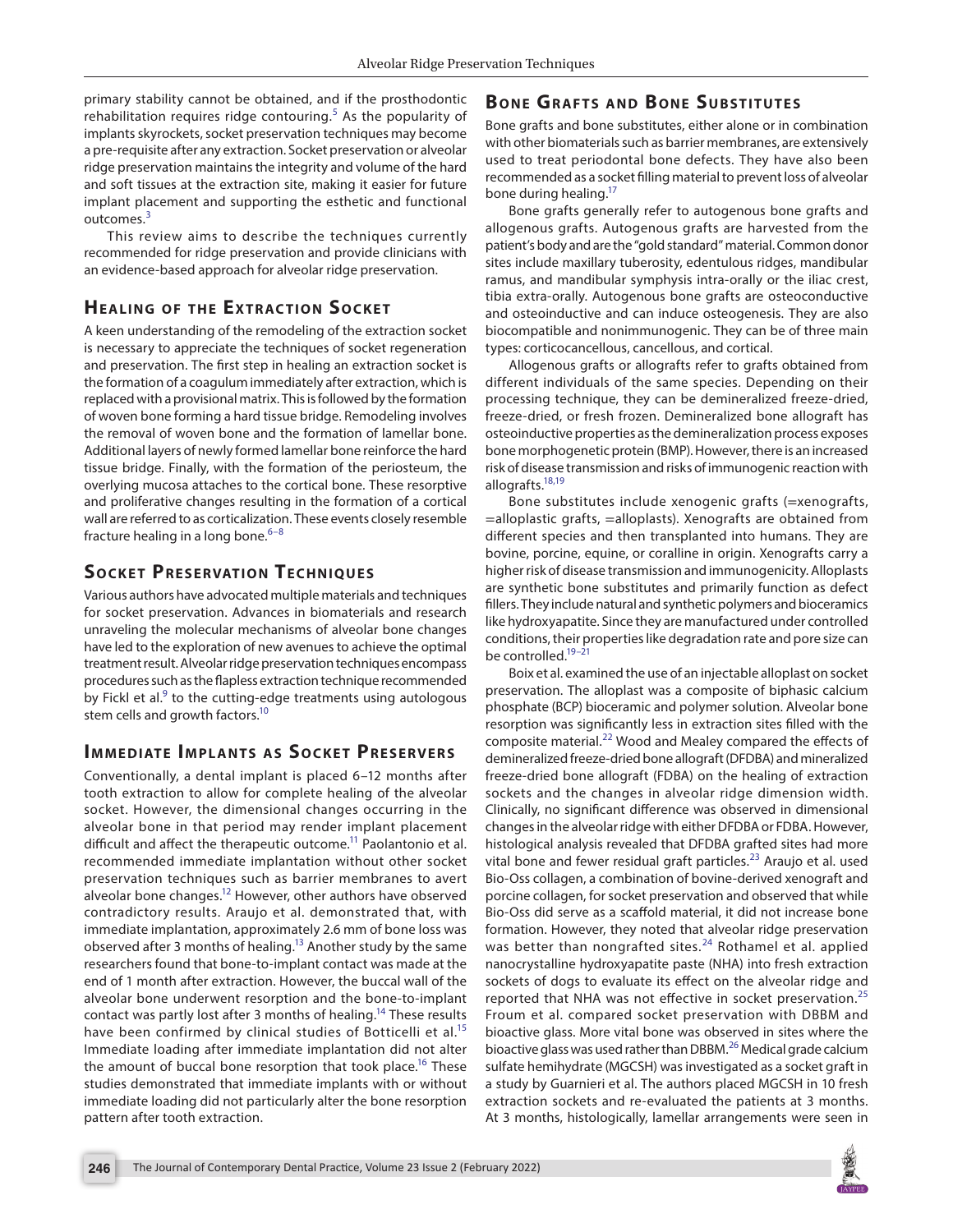primary stability cannot be obtained, and if the prosthodontic rehabilitation requires ridge contouring.[5] As the popularity of implants skyrockets, socket preservation techniques may become a pre-requisite after any extraction. Socket preservation or alveolar ridge preservation maintains the integrity and volume of the hard and soft tissues at the extraction site, making it easier for future implant placement and supporting the esthetic and functional outcomes.[3]

This review aims to describe the techniques currently recommended for ridge preservation and provide clinicians with an evidence-based approach for alveolar ridge preservation.

## Healing of the Extraction Socket

A keen understanding of the remodeling of the extraction socket is necessary to appreciate the techniques of socket regeneration and preservation. The first step in healing an extraction socket is the formation of a coagulum immediately after extraction, which is replaced with a provisional matrix. This is followed by the formation of woven bone forming a hard tissue bridge. Remodeling involves the removal of woven bone and the formation of lamellar bone. Additional layers of newly formed lamellar bone reinforce the hard tissue bridge. Finally, with the formation of the periosteum, the overlying mucosa attaches to the cortical bone. These resorptive and proliferative changes resulting in the formation of a cortical wall are referred to as corticalization. These events closely resemble fracture healing in a long bone.[6–8]

## Socket Preservation Techniques

Various authors have advocated multiple materials and techniques for socket preservation. Advances in biomaterials and research unraveling the molecular mechanisms of alveolar bone changes have led to the exploration of new avenues to achieve the optimal treatment result. Alveolar ridge preservation techniques encompass procedures such as the flapless extraction technique recommended by Fickl et al.[9] to the cutting-edge treatments using autologous stem cells and growth factors.[10]

## Immediate Implants as Socket Preservers

Conventionally, a dental implant is placed 6–12 months after tooth extraction to allow for complete healing of the alveolar socket. However, the dimensional changes occurring in the alveolar bone in that period may render implant placement difficult and affect the therapeutic outcome.[11] Paolantonio et al. recommended immediate implantation without other socket preservation techniques such as barrier membranes to avert alveolar bone changes.[12] However, other authors have observed contradictory results. Araujo et al. demonstrated that, with immediate implantation, approximately 2.6 mm of bone loss was observed after 3 months of healing.[13] Another study by the same researchers found that bone-to-implant contact was made at the end of 1 month after extraction. However, the buccal wall of the alveolar bone underwent resorption and the bone-to-implant contact was partly lost after 3 months of healing.[14] These results have been confirmed by clinical studies of Botticelli et al.[15] Immediate loading after immediate implantation did not alter the amount of buccal bone resorption that took place.[16] These studies demonstrated that immediate implants with or without immediate loading did not particularly alter the bone resorption pattern after tooth extraction.

## Bone Grafts and Bone Substitutes

Bone grafts and bone substitutes, either alone or in combination with other biomaterials such as barrier membranes, are extensively used to treat periodontal bone defects. They have also been recommended as a socket filling material to prevent loss of alveolar bone during healing.[17]

Bone grafts generally refer to autogenous bone grafts and allogenous grafts. Autogenous grafts are harvested from the patient's body and are the "gold standard" material. Common donor sites include maxillary tuberosity, edentulous ridges, mandibular ramus, and mandibular symphysis intra-orally or the iliac crest, tibia extra-orally. Autogenous bone grafts are osteoconductive and osteoinductive and can induce osteogenesis. They are also biocompatible and nonimmunogenic. They can be of three main types: corticocancellous, cancellous, and cortical.

Allogenous grafts or allografts refer to grafts obtained from different individuals of the same species. Depending on their processing technique, they can be demineralized freeze-dried, freeze-dried, or fresh frozen. Demineralized bone allograft has osteoinductive properties as the demineralization process exposes bone morphogenetic protein (BMP). However, there is an increased risk of disease transmission and risks of immunogenic reaction with allografts.[18,19]

Bone substitutes include xenogenic grafts (=xenografts, =alloplastic grafts, =alloplasts). Xenografts are obtained from different species and then transplanted into humans. They are bovine, porcine, equine, or coralline in origin. Xenografts carry a higher risk of disease transmission and immunogenicity. Alloplasts are synthetic bone substitutes and primarily function as defect fillers. They include natural and synthetic polymers and bioceramics like hydroxyapatite. Since they are manufactured under controlled conditions, their properties like degradation rate and pore size can be controlled.[19–21]

Boix et al. examined the use of an injectable alloplast on socket preservation. The alloplast was a composite of biphasic calcium phosphate (BCP) bioceramic and polymer solution. Alveolar bone resorption was significantly less in extraction sites filled with the composite material.[22] Wood and Mealey compared the effects of demineralized freeze-dried bone allograft (DFDBA) and mineralized freeze-dried bone allograft (FDBA) on the healing of extraction sockets and the changes in alveolar ridge dimension width. Clinically, no significant difference was observed in dimensional changes in the alveolar ridge with either DFDBA or FDBA. However, histological analysis revealed that DFDBA grafted sites had more vital bone and fewer residual graft particles.[23] Araujo et al. used Bio-Oss collagen, a combination of bovine-derived xenograft and porcine collagen, for socket preservation and observed that while Bio-Oss did serve as a scaffold material, it did not increase bone formation. However, they noted that alveolar ridge preservation was better than nongrafted sites.[24] Rothamel et al. applied nanocrystalline hydroxyapatite paste (NHA) into fresh extraction sockets of dogs to evaluate its effect on the alveolar ridge and reported that NHA was not effective in socket preservation.[25] Froum et al. compared socket preservation with DBBM and bioactive glass. More vital bone was observed in sites where the bioactive glass was used rather than DBBM.[26] Medical grade calcium sulfate hemihydrate (MGCSH) was investigated as a socket graft in a study by Guarnieri et al. The authors placed MGCSH in 10 fresh extraction sockets and re-evaluated the patients at 3 months. At 3 months, histologically, lamellar arrangements were seen in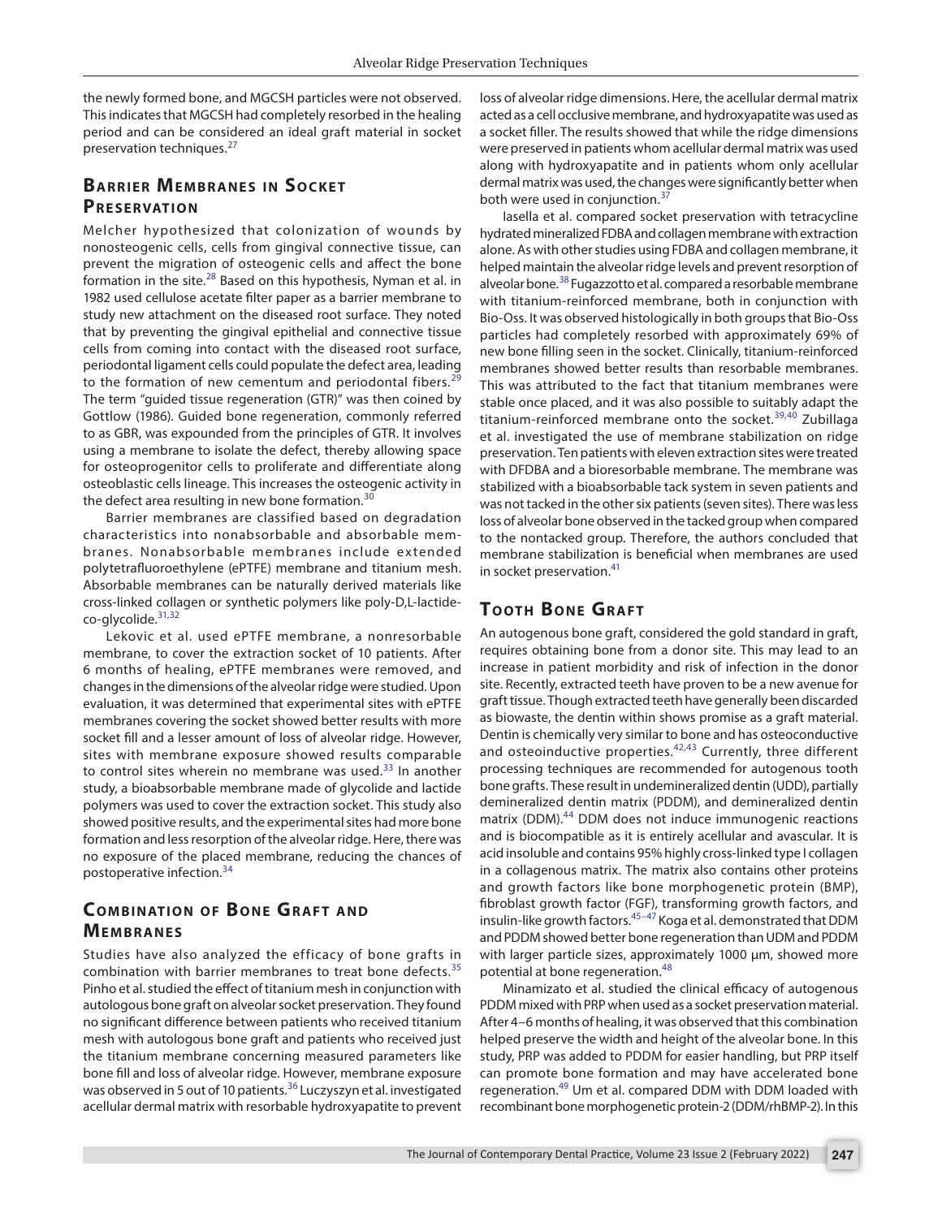the newly formed bone, and MGCSH particles were not observed. This indicates that MGCSH had completely resorbed in the healing period and can be considered an ideal graft material in socket preservation techniques.[27]

## Barrier Membranes in Socket Preservation

Melcher hypothesized that colonization of wounds by nonosteogenic cells, cells from gingival connective tissue, can prevent the migration of osteogenic cells and affect the bone formation in the site.[28] Based on this hypothesis, Nyman et al. in 1982 used cellulose acetate filter paper as a barrier membrane to study new attachment on the diseased root surface. They noted that by preventing the gingival epithelial and connective tissue cells from coming into contact with the diseased root surface, periodontal ligament cells could populate the defect area, leading to the formation of new cementum and periodontal fibers.[29] The term "guided tissue regeneration (GTR)" was then coined by Gottlow (1986). Guided bone regeneration, commonly referred to as GBR, was expounded from the principles of GTR. It involves using a membrane to isolate the defect, thereby allowing space for osteoprogenitor cells to proliferate and differentiate along osteoblastic cells lineage. This increases the osteogenic activity in the defect area resulting in new bone formation.[30]

Barrier membranes are classified based on degradation characteristics into nonabsorbable and absorbable membranes. Nonabsorbable membranes include extended polytetrafluoroethylene (ePTFE) membrane and titanium mesh. Absorbable membranes can be naturally derived materials like cross-linked collagen or synthetic polymers like poly-D,L-lactide-co-glycolide.[31,32]

Lekovic et al. used ePTFE membrane, a nonresorbable membrane, to cover the extraction socket of 10 patients. After 6 months of healing, ePTFE membranes were removed, and changes in the dimensions of the alveolar ridge were studied. Upon evaluation, it was determined that experimental sites with ePTFE membranes covering the socket showed better results with more socket fill and a lesser amount of loss of alveolar ridge. However, sites with membrane exposure showed results comparable to control sites wherein no membrane was used.[33] In another study, a bioabsorbable membrane made of glycolide and lactide polymers was used to cover the extraction socket. This study also showed positive results, and the experimental sites had more bone formation and less resorption of the alveolar ridge. Here, there was no exposure of the placed membrane, reducing the chances of postoperative infection.[34]

## Combination of Bone Graft and Membranes

Studies have also analyzed the efficacy of bone grafts in combination with barrier membranes to treat bone defects.[35] Pinho et al. studied the effect of titanium mesh in conjunction with autologous bone graft on alveolar socket preservation. They found no significant difference between patients who received titanium mesh with autologous bone graft and patients who received just the titanium membrane concerning measured parameters like bone fill and loss of alveolar ridge. However, membrane exposure was observed in 5 out of 10 patients.[36] Luczyszyn et al. investigated acellular dermal matrix with resorbable hydroxyapatite to prevent loss of alveolar ridge dimensions. Here, the acellular dermal matrix acted as a cell occlusive membrane, and hydroxyapatite was used as a socket filler. The results showed that while the ridge dimensions were preserved in patients whom acellular dermal matrix was used along with hydroxyapatite and in patients whom only acellular dermal matrix was used, the changes were significantly better when both were used in conjunction.[37]

Iasella et al. compared socket preservation with tetracycline hydrated mineralized FDBA and collagen membrane with extraction alone. As with other studies using FDBA and collagen membrane, it helped maintain the alveolar ridge levels and prevent resorption of alveolar bone.[38] Fugazzotto et al. compared a resorbable membrane with titanium-reinforced membrane, both in conjunction with Bio-Oss. It was observed histologically in both groups that Bio-Oss particles had completely resorbed with approximately 69% of new bone filling seen in the socket. Clinically, titanium-reinforced membranes showed better results than resorbable membranes. This was attributed to the fact that titanium membranes were stable once placed, and it was also possible to suitably adapt the titanium-reinforced membrane onto the socket.[39,40] Zubillaga et al. investigated the use of membrane stabilization on ridge preservation. Ten patients with eleven extraction sites were treated with DFDBA and a bioresorbable membrane. The membrane was stabilized with a bioabsorbable tack system in seven patients and was not tacked in the other six patients (seven sites). There was less loss of alveolar bone observed in the tacked group when compared to the nontacked group. Therefore, the authors concluded that membrane stabilization is beneficial when membranes are used in socket preservation.[41]

## Tooth Bone Graft

An autogenous bone graft, considered the gold standard in graft, requires obtaining bone from a donor site. This may lead to an increase in patient morbidity and risk of infection in the donor site. Recently, extracted teeth have proven to be a new avenue for graft tissue. Though extracted teeth have generally been discarded as biowaste, the dentin within shows promise as a graft material. Dentin is chemically very similar to bone and has osteoconductive and osteoinductive properties.[42,43] Currently, three different processing techniques are recommended for autogenous tooth bone grafts. These result in undemineralized dentin (UDD), partially demineralized dentin matrix (PDDM), and demineralized dentin matrix (DDM).[44] DDM does not induce immunogenic reactions and is biocompatible as it is entirely acellular and avascular. It is acid insoluble and contains 95% highly cross-linked type I collagen in a collagenous matrix. The matrix also contains other proteins and growth factors like bone morphogenetic protein (BMP), fibroblast growth factor (FGF), transforming growth factors, and insulin-like growth factors.[45–47] Koga et al. demonstrated that DDM and PDDM showed better bone regeneration than UDM and PDDM with larger particle sizes, approximately 1000 µm, showed more potential at bone regeneration.[48]

Minamizato et al. studied the clinical efficacy of autogenous PDDM mixed with PRP when used as a socket preservation material. After 4–6 months of healing, it was observed that this combination helped preserve the width and height of the alveolar bone. In this study, PRP was added to PDDM for easier handling, but PRP itself can promote bone formation and may have accelerated bone regeneration.[49] Um et al. compared DDM with DDM loaded with recombinant bone morphogenetic protein-2 (DDM/rhBMP-2). In this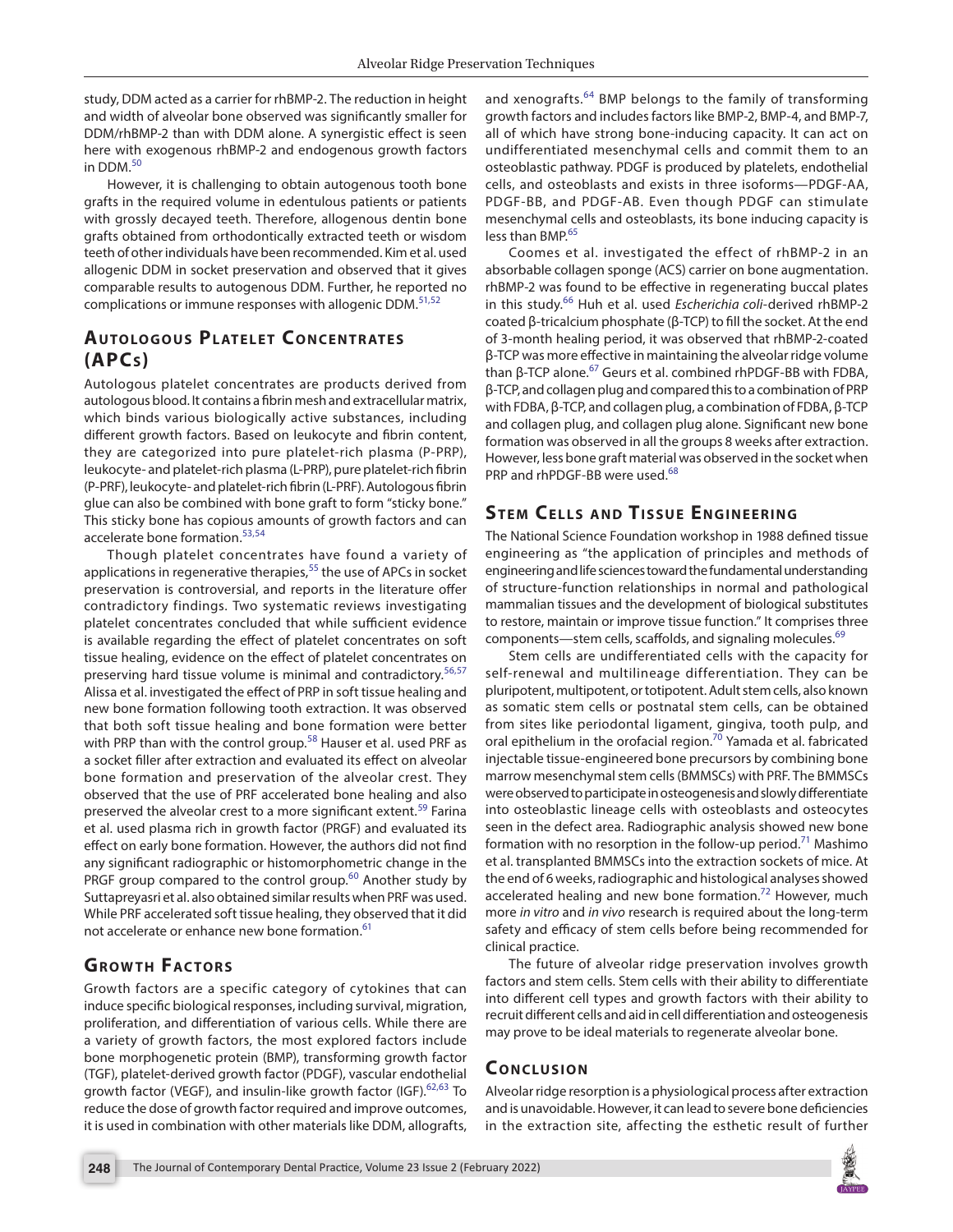study, DDM acted as a carrier for rhBMP-2. The reduction in height and width of alveolar bone observed was significantly smaller for DDM/rhBMP-2 than with DDM alone. A synergistic effect is seen here with exogenous rhBMP-2 and endogenous growth factors in DDM.[50]

However, it is challenging to obtain autogenous tooth bone grafts in the required volume in edentulous patients or patients with grossly decayed teeth. Therefore, allogenous dentin bone grafts obtained from orthodontically extracted teeth or wisdom teeth of other individuals have been recommended. Kim et al. used allogenic DDM in socket preservation and observed that it gives comparable results to autogenous DDM. Further, he reported no complications or immune responses with allogenic DDM.[51,52]

## Autologous Platelet Concentrates (APCs)

Autologous platelet concentrates are products derived from autologous blood. It contains a fibrin mesh and extracellular matrix, which binds various biologically active substances, including different growth factors. Based on leukocyte and fibrin content, they are categorized into pure platelet-rich plasma (P-PRP), leukocyte- and platelet-rich plasma (L-PRP), pure platelet-rich fibrin (P-PRF), leukocyte- and platelet-rich fibrin (L-PRF). Autologous fibrin glue can also be combined with bone graft to form "sticky bone." This sticky bone has copious amounts of growth factors and can accelerate bone formation.[53,54]

Though platelet concentrates have found a variety of applications in regenerative therapies,[55] the use of APCs in socket preservation is controversial, and reports in the literature offer contradictory findings. Two systematic reviews investigating platelet concentrates concluded that while sufficient evidence is available regarding the effect of platelet concentrates on soft tissue healing, evidence on the effect of platelet concentrates on preserving hard tissue volume is minimal and contradictory.[56,57] Alissa et al. investigated the effect of PRP in soft tissue healing and new bone formation following tooth extraction. It was observed that both soft tissue healing and bone formation were better with PRP than with the control group.[58] Hauser et al. used PRF as a socket filler after extraction and evaluated its effect on alveolar bone formation and preservation of the alveolar crest. They observed that the use of PRF accelerated bone healing and also preserved the alveolar crest to a more significant extent.[59] Farina et al. used plasma rich in growth factor (PRGF) and evaluated its effect on early bone formation. However, the authors did not find any significant radiographic or histomorphometric change in the PRGF group compared to the control group.[60] Another study by Suttapreyasri et al. also obtained similar results when PRF was used. While PRF accelerated soft tissue healing, they observed that it did not accelerate or enhance new bone formation.[61]

## Growth Factors

Growth factors are a specific category of cytokines that can induce specific biological responses, including survival, migration, proliferation, and differentiation of various cells. While there are a variety of growth factors, the most explored factors include bone morphogenetic protein (BMP), transforming growth factor (TGF), platelet-derived growth factor (PDGF), vascular endothelial growth factor (VEGF), and insulin-like growth factor (IGF).[62,63] To reduce the dose of growth factor required and improve outcomes, it is used in combination with other materials like DDM, allografts, and xenografts.[64] BMP belongs to the family of transforming growth factors and includes factors like BMP-2, BMP-4, and BMP-7, all of which have strong bone-inducing capacity. It can act on undifferentiated mesenchymal cells and commit them to an osteoblastic pathway. PDGF is produced by platelets, endothelial cells, and osteoblasts and exists in three isoforms—PDGF-AA, PDGF-BB, and PDGF-AB. Even though PDGF can stimulate mesenchymal cells and osteoblasts, its bone inducing capacity is less than BMP.[65]

Coomes et al. investigated the effect of rhBMP-2 in an absorbable collagen sponge (ACS) carrier on bone augmentation. rhBMP-2 was found to be effective in regenerating buccal plates in this study.[66] Huh et al. used *Escherichia coli*-derived rhBMP-2 coated β-tricalcium phosphate (β-TCP) to fill the socket. At the end of 3-month healing period, it was observed that rhBMP-2-coated β-TCP was more effective in maintaining the alveolar ridge volume than β-TCP alone.[67] Geurs et al. combined rhPDGF-BB with FDBA, β-TCP, and collagen plug and compared this to a combination of PRP with FDBA, β-TCP, and collagen plug, a combination of FDBA, β-TCP and collagen plug, and collagen plug alone. Significant new bone formation was observed in all the groups 8 weeks after extraction. However, less bone graft material was observed in the socket when PRP and rhPDGF-BB were used.[68]

## Stem Cells and Tissue Engineering

The National Science Foundation workshop in 1988 defined tissue engineering as "the application of principles and methods of engineering and life sciences toward the fundamental understanding of structure-function relationships in normal and pathological mammalian tissues and the development of biological substitutes to restore, maintain or improve tissue function." It comprises three components—stem cells, scaffolds, and signaling molecules.[69]

Stem cells are undifferentiated cells with the capacity for self-renewal and multilineage differentiation. They can be pluripotent, multipotent, or totipotent. Adult stem cells, also known as somatic stem cells or postnatal stem cells, can be obtained from sites like periodontal ligament, gingiva, tooth pulp, and oral epithelium in the orofacial region.[70] Yamada et al. fabricated injectable tissue-engineered bone precursors by combining bone marrow mesenchymal stem cells (BMMSCs) with PRF. The BMMSCs were observed to participate in osteogenesis and slowly differentiate into osteoblastic lineage cells with osteoblasts and osteocytes seen in the defect area. Radiographic analysis showed new bone formation with no resorption in the follow-up period.[71] Mashimo et al. transplanted BMMSCs into the extraction sockets of mice. At the end of 6 weeks, radiographic and histological analyses showed accelerated healing and new bone formation.[72] However, much more *in vitro* and *in vivo* research is required about the long-term safety and efficacy of stem cells before being recommended for clinical practice.

The future of alveolar ridge preservation involves growth factors and stem cells. Stem cells with their ability to differentiate into different cell types and growth factors with their ability to recruit different cells and aid in cell differentiation and osteogenesis may prove to be ideal materials to regenerate alveolar bone.

## Conclusion

Alveolar ridge resorption is a physiological process after extraction and is unavoidable. However, it can lead to severe bone deficiencies in the extraction site, affecting the esthetic result of further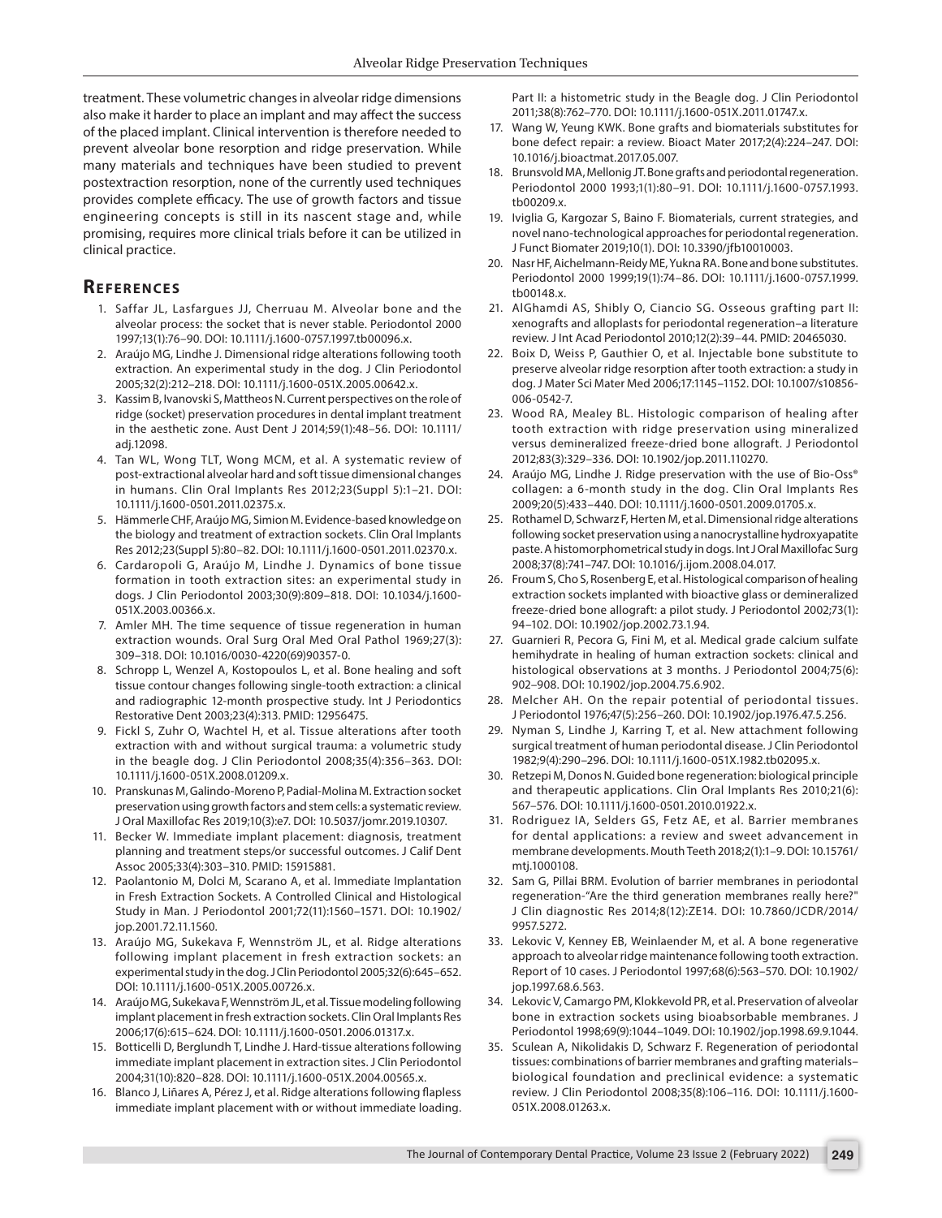treatment. These volumetric changes in alveolar ridge dimensions also make it harder to place an implant and may affect the success of the placed implant. Clinical intervention is therefore needed to prevent alveolar bone resorption and ridge preservation. While many materials and techniques have been studied to prevent postextraction resorption, none of the currently used techniques provides complete efficacy. The use of growth factors and tissue engineering concepts is still in its nascent stage and, while promising, requires more clinical trials before it can be utilized in clinical practice.

## References

1. Saffar JL, Lasfargues JJ, Cherruau M. Alveolar bone and the alveolar process: the socket that is never stable. Periodontol 2000 1997;13(1):76–90. DOI: 10.1111/j.1600-0757.1997.tb00096.x.
2. Araújo MG, Lindhe J. Dimensional ridge alterations following tooth extraction. An experimental study in the dog. J Clin Periodontol 2005;32(2):212–218. DOI: 10.1111/j.1600-051X.2005.00642.x.
3. Kassim B, Ivanovski S, Mattheos N. Current perspectives on the role of ridge (socket) preservation procedures in dental implant treatment in the aesthetic zone. Aust Dent J 2014;59(1):48–56. DOI: 10.1111/adj.12098.
4. Tan WL, Wong TLT, Wong MCM, et al. A systematic review of post-extractional alveolar hard and soft tissue dimensional changes in humans. Clin Oral Implants Res 2012;23(Suppl 5):1–21. DOI: 10.1111/j.1600-0501.2011.02375.x.
5. Hämmerle CHF, Araújo MG, Simion M. Evidence-based knowledge on the biology and treatment of extraction sockets. Clin Oral Implants Res 2012;23(Suppl 5):80–82. DOI: 10.1111/j.1600-0501.2011.02370.x.
6. Cardaropoli G, Araújo M, Lindhe J. Dynamics of bone tissue formation in tooth extraction sites: an experimental study in dogs. J Clin Periodontol 2003;30(9):809–818. DOI: 10.1034/j.1600-051X.2003.00366.x.
7. Amler MH. The time sequence of tissue regeneration in human extraction wounds. Oral Surg Oral Med Oral Pathol 1969;27(3): 309–318. DOI: 10.1016/0030-4220(69)90357-0.
8. Schropp L, Wenzel A, Kostopoulos L, et al. Bone healing and soft tissue contour changes following single-tooth extraction: a clinical and radiographic 12-month prospective study. Int J Periodontics Restorative Dent 2003;23(4):313. PMID: 12956475.
9. Fickl S, Zuhr O, Wachtel H, et al. Tissue alterations after tooth extraction with and without surgical trauma: a volumetric study in the beagle dog. J Clin Periodontol 2008;35(4):356–363. DOI: 10.1111/j.1600-051X.2008.01209.x.
10. Pranskunas M, Galindo-Moreno P, Padial-Molina M. Extraction socket preservation using growth factors and stem cells: a systematic review. J Oral Maxillofac Res 2019;10(3):e7. DOI: 10.5037/jomr.2019.10307.
11. Becker W. Immediate implant placement: diagnosis, treatment planning and treatment steps/or successful outcomes. J Calif Dent Assoc 2005;33(4):303–310. PMID: 15915881.
12. Paolantonio M, Dolci M, Scarano A, et al. Immediate Implantation in Fresh Extraction Sockets. A Controlled Clinical and Histological Study in Man. J Periodontol 2001;72(11):1560–1571. DOI: 10.1902/jop.2001.72.11.1560.
13. Araújo MG, Sukekava F, Wennström JL, et al. Ridge alterations following implant placement in fresh extraction sockets: an experimental study in the dog. J Clin Periodontol 2005;32(6):645–652. DOI: 10.1111/j.1600-051X.2005.00726.x.
14. Araújo MG, Sukekava F, Wennström JL, et al. Tissue modeling following implant placement in fresh extraction sockets. Clin Oral Implants Res 2006;17(6):615–624. DOI: 10.1111/j.1600-0501.2006.01317.x.
15. Botticelli D, Berglundh T, Lindhe J. Hard-tissue alterations following immediate implant placement in extraction sites. J Clin Periodontol 2004;31(10):820–828. DOI: 10.1111/j.1600-051X.2004.00565.x.
16. Blanco J, Liñares A, Pérez J, et al. Ridge alterations following flapless immediate implant placement with or without immediate loading. Part II: a histometric study in the Beagle dog. J Clin Periodontol 2011;38(8):762–770. DOI: 10.1111/j.1600-051X.2011.01747.x.
17. Wang W, Yeung KWK. Bone grafts and biomaterials substitutes for bone defect repair: a review. Bioact Mater 2017;2(4):224–247. DOI: 10.1016/j.bioactmat.2017.05.007.
18. Brunsvold MA, Mellonig JT. Bone grafts and periodontal regeneration. Periodontol 2000 1993;1(1):80–91. DOI: 10.1111/j.1600-0757.1993.tb00209.x.
19. Iviglia G, Kargozar S, Baino F. Biomaterials, current strategies, and novel nano-technological approaches for periodontal regeneration. J Funct Biomater 2019;10(1). DOI: 10.3390/jfb10010003.
20. Nasr HF, Aichelmann-Reidy ME, Yukna RA. Bone and bone substitutes. Periodontol 2000 1999;19(1):74–86. DOI: 10.1111/j.1600-0757.1999.tb00148.x.
21. AlGhamdi AS, Shibly O, Ciancio SG. Osseous grafting part II: xenografts and alloplasts for periodontal regeneration–a literature review. J Int Acad Periodontol 2010;12(2):39–44. PMID: 20465030.
22. Boix D, Weiss P, Gauthier O, et al. Injectable bone substitute to preserve alveolar ridge resorption after tooth extraction: a study in dog. J Mater Sci Mater Med 2006;17:1145–1152. DOI: 10.1007/s10856-006-0542-7.
23. Wood RA, Mealey BL. Histologic comparison of healing after tooth extraction with ridge preservation using mineralized versus demineralized freeze-dried bone allograft. J Periodontol 2012;83(3):329–336. DOI: 10.1902/jop.2011.110270.
24. Araújo MG, Lindhe J. Ridge preservation with the use of Bio-Oss® collagen: a 6-month study in the dog. Clin Oral Implants Res 2009;20(5):433–440. DOI: 10.1111/j.1600-0501.2009.01705.x.
25. Rothamel D, Schwarz F, Herten M, et al. Dimensional ridge alterations following socket preservation using a nanocrystalline hydroxyapatite paste. A histomorphometrical study in dogs. Int J Oral Maxillofac Surg 2008;37(8):741–747. DOI: 10.1016/j.ijom.2008.04.017.
26. Froum S, Cho S, Rosenberg E, et al. Histological comparison of healing extraction sockets implanted with bioactive glass or demineralized freeze-dried bone allograft: a pilot study. J Periodontol 2002;73(1): 94–102. DOI: 10.1902/jop.2002.73.1.94.
27. Guarnieri R, Pecora G, Fini M, et al. Medical grade calcium sulfate hemihydrate in healing of human extraction sockets: clinical and histological observations at 3 months. J Periodontol 2004;75(6): 902–908. DOI: 10.1902/jop.2004.75.6.902.
28. Melcher AH. On the repair potential of periodontal tissues. J Periodontol 1976;47(5):256–260. DOI: 10.1902/jop.1976.47.5.256.
29. Nyman S, Lindhe J, Karring T, et al. New attachment following surgical treatment of human periodontal disease. J Clin Periodontol 1982;9(4):290–296. DOI: 10.1111/j.1600-051X.1982.tb02095.x.
30. Retzepi M, Donos N. Guided bone regeneration: biological principle and therapeutic applications. Clin Oral Implants Res 2010;21(6): 567–576. DOI: 10.1111/j.1600-0501.2010.01922.x.
31. Rodriguez IA, Selders GS, Fetz AE, et al. Barrier membranes for dental applications: a review and sweet advancement in membrane developments. Mouth Teeth 2018;2(1):1–9. DOI: 10.15761/mtj.1000108.
32. Sam G, Pillai BRM. Evolution of barrier membranes in periodontal regeneration-"Are the third generation membranes really here?" J Clin diagnostic Res 2014;8(12):ZE14. DOI: 10.7860/JCDR/2014/9957.5272.
33. Lekovic V, Kenney EB, Weinlaender M, et al. A bone regenerative approach to alveolar ridge maintenance following tooth extraction. Report of 10 cases. J Periodontol 1997;68(6):563–570. DOI: 10.1902/jop.1997.68.6.563.
34. Lekovic V, Camargo PM, Klokkevold PR, et al. Preservation of alveolar bone in extraction sockets using bioabsorbable membranes. J Periodontol 1998;69(9):1044–1049. DOI: 10.1902/jop.1998.69.9.1044.
35. Sculean A, Nikolidakis D, Schwarz F. Regeneration of periodontal tissues: combinations of barrier membranes and grafting materials–biological foundation and preclinical evidence: a systematic review. J Clin Periodontol 2008;35(8):106–116. DOI: 10.1111/j.1600-051X.2008.01263.x.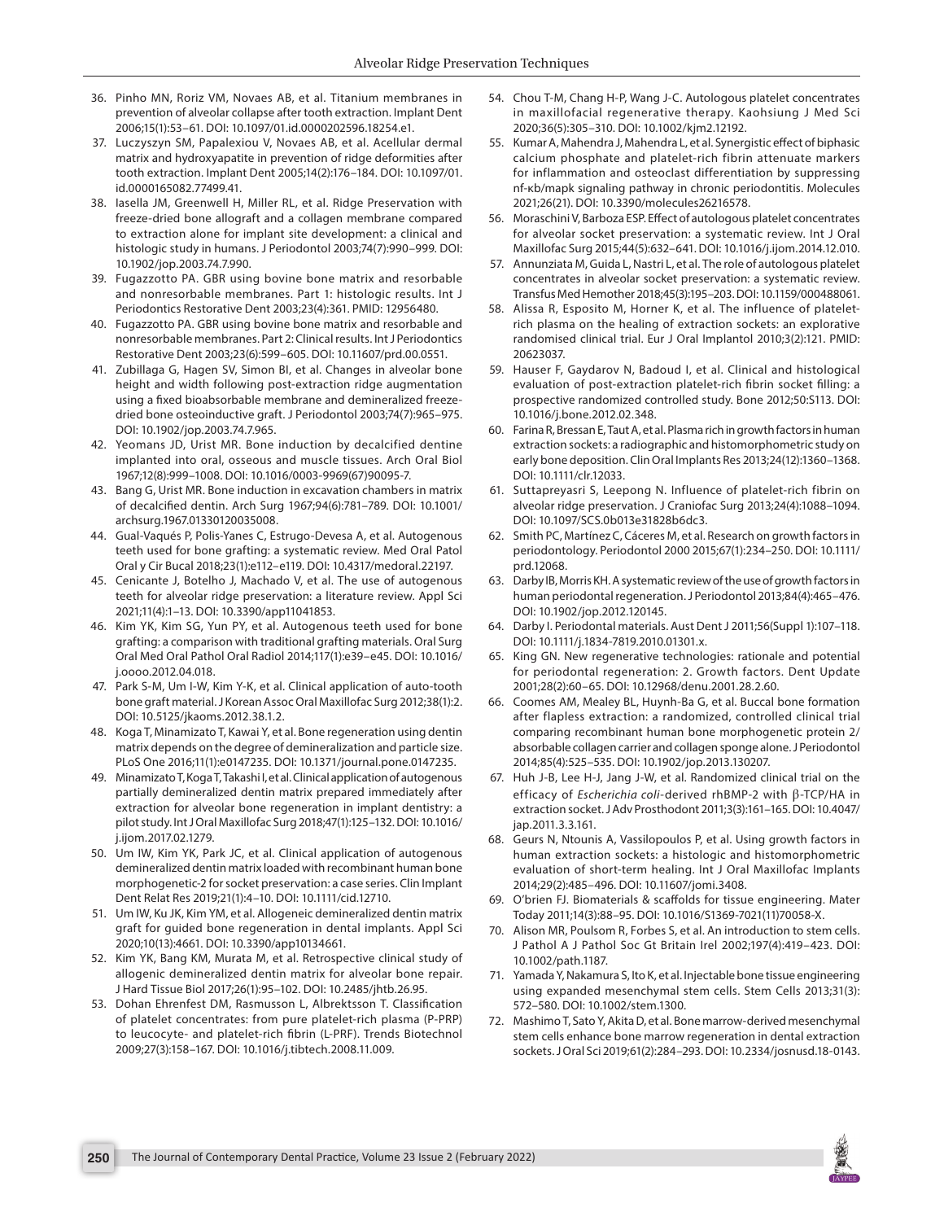36. Pinho MN, Roriz VM, Novaes AB, et al. Titanium membranes in prevention of alveolar collapse after tooth extraction. Implant Dent 2006;15(1):53–61. DOI: 10.1097/01.id.0000202596.18254.e1.
37. Luczyszyn SM, Papalexiou V, Novaes AB, et al. Acellular dermal matrix and hydroxyapatite in prevention of ridge deformities after tooth extraction. Implant Dent 2005;14(2):176–184. DOI: 10.1097/01.id.0000165082.77499.41.
38. Iasella JM, Greenwell H, Miller RL, et al. Ridge Preservation with freeze-dried bone allograft and a collagen membrane compared to extraction alone for implant site development: a clinical and histologic study in humans. J Periodontol 2003;74(7):990–999. DOI: 10.1902/jop.2003.74.7.990.
39. Fugazzotto PA. GBR using bovine bone matrix and resorbable and nonresorbable membranes. Part 1: histologic results. Int J Periodontics Restorative Dent 2003;23(4):361. PMID: 12956480.
40. Fugazzotto PA. GBR using bovine bone matrix and resorbable and nonresorbable membranes. Part 2: Clinical results. Int J Periodontics Restorative Dent 2003;23(6):599–605. DOI: 10.11607/prd.00.0551.
41. Zubillaga G, Hagen SV, Simon BI, et al. Changes in alveolar bone height and width following post-extraction ridge augmentation using a fixed bioabsorbable membrane and demineralized freeze-dried bone osteoinductive graft. J Periodontol 2003;74(7):965–975. DOI: 10.1902/jop.2003.74.7.965.
42. Yeomans JD, Urist MR. Bone induction by decalcified dentine implanted into oral, osseous and muscle tissues. Arch Oral Biol 1967;12(8):999–1008. DOI: 10.1016/0003-9969(67)90095-7.
43. Bang G, Urist MR. Bone induction in excavation chambers in matrix of decalcified dentin. Arch Surg 1967;94(6):781–789. DOI: 10.1001/archsurg.1967.01330120035008.
44. Gual-Vaqués P, Polis-Yanes C, Estrugo-Devesa A, et al. Autogenous teeth used for bone grafting: a systematic review. Med Oral Patol Oral y Cir Bucal 2018;23(1):e112–e119. DOI: 10.4317/medoral.22197.
45. Cenicante J, Botelho J, Machado V, et al. The use of autogenous teeth for alveolar ridge preservation: a literature review. Appl Sci 2021;11(4):1–13. DOI: 10.3390/app11041853.
46. Kim YK, Kim SG, Yun PY, et al. Autogenous teeth used for bone grafting: a comparison with traditional grafting materials. Oral Surg Oral Med Oral Pathol Oral Radiol 2014;117(1):e39–e45. DOI: 10.1016/j.oooo.2012.04.018.
47. Park S-M, Um I-W, Kim Y-K, et al. Clinical application of auto-tooth bone graft material. J Korean Assoc Oral Maxillofac Surg 2012;38(1):2. DOI: 10.5125/jkaoms.2012.38.1.2.
48. Koga T, Minamizato T, Kawai Y, et al. Bone regeneration using dentin matrix depends on the degree of demineralization and particle size. PLoS One 2016;11(1):e0147235. DOI: 10.1371/journal.pone.0147235.
49. Minamizato T, Koga T, Takashi I, et al. Clinical application of autogenous partially demineralized dentin matrix prepared immediately after extraction for alveolar bone regeneration in implant dentistry: a pilot study. Int J Oral Maxillofac Surg 2018;47(1):125–132. DOI: 10.1016/j.ijom.2017.02.1279.
50. Um IW, Kim YK, Park JC, et al. Clinical application of autogenous demineralized dentin matrix loaded with recombinant human bone morphogenetic-2 for socket preservation: a case series. Clin Implant Dent Relat Res 2019;21(1):4–10. DOI: 10.1111/cid.12710.
51. Um IW, Ku JK, Kim YM, et al. Allogeneic demineralized dentin matrix graft for guided bone regeneration in dental implants. Appl Sci 2020;10(13):4661. DOI: 10.3390/app10134661.
52. Kim YK, Bang KM, Murata M, et al. Retrospective clinical study of allogenic demineralized dentin matrix for alveolar bone repair. J Hard Tissue Biol 2017;26(1):95–102. DOI: 10.2485/jhtb.26.95.
53. Dohan Ehrenfest DM, Rasmusson L, Albrektsson T. Classification of platelet concentrates: from pure platelet-rich plasma (P-PRP) to leucocyte- and platelet-rich fibrin (L-PRF). Trends Biotechnol 2009;27(3):158–167. DOI: 10.1016/j.tibtech.2008.11.009.
54. Chou T-M, Chang H-P, Wang J-C. Autologous platelet concentrates in maxillofacial regenerative therapy. Kaohsiung J Med Sci 2020;36(5):305–310. DOI: 10.1002/kjm2.12192.
55. Kumar A, Mahendra J, Mahendra L, et al. Synergistic effect of biphasic calcium phosphate and platelet-rich fibrin attenuate markers for inflammation and osteoclast differentiation by suppressing nf-κb/mapk signaling pathway in chronic periodontitis. Molecules 2021;26(21). DOI: 10.3390/molecules26216578.
56. Moraschini V, Barboza ESP. Effect of autologous platelet concentrates for alveolar socket preservation: a systematic review. Int J Oral Maxillofac Surg 2015;44(5):632–641. DOI: 10.1016/j.ijom.2014.12.010.
57. Annunziata M, Guida L, Nastri L, et al. The role of autologous platelet concentrates in alveolar socket preservation: a systematic review. Transfus Med Hemother 2018;45(3):195–203. DOI: 10.1159/000488061.
58. Alissa R, Esposito M, Horner K, et al. The influence of platelet-rich plasma on the healing of extraction sockets: an explorative randomised clinical trial. Eur J Oral Implantol 2010;3(2):121. PMID: 20623037.
59. Hauser F, Gaydarov N, Badoud I, et al. Clinical and histological evaluation of post-extraction platelet-rich fibrin socket filling: a prospective randomized controlled study. Bone 2012;50:S113. DOI: 10.1016/j.bone.2012.02.348.
60. Farina R, Bressan E, Taut A, et al. Plasma rich in growth factors in human extraction sockets: a radiographic and histomorphometric study on early bone deposition. Clin Oral Implants Res 2013;24(12):1360–1368. DOI: 10.1111/clr.12033.
61. Suttapreyasri S, Leepong N. Influence of platelet-rich fibrin on alveolar ridge preservation. J Craniofac Surg 2013;24(4):1088–1094. DOI: 10.1097/SCS.0b013e31828b6dc3.
62. Smith PC, Martínez C, Cáceres M, et al. Research on growth factors in periodontology. Periodontol 2000 2015;67(1):234–250. DOI: 10.1111/prd.12068.
63. Darby IB, Morris KH. A systematic review of the use of growth factors in human periodontal regeneration. J Periodontol 2013;84(4):465–476. DOI: 10.1902/jop.2012.120145.
64. Darby I. Periodontal materials. Aust Dent J 2011;56(Suppl 1):107–118. DOI: 10.1111/j.1834-7819.2010.01301.x.
65. King GN. New regenerative technologies: rationale and potential for periodontal regeneration: 2. Growth factors. Dent Update 2001;28(2):60–65. DOI: 10.12968/denu.2001.28.2.60.
66. Coomes AM, Mealey BL, Huynh-Ba G, et al. Buccal bone formation after flapless extraction: a randomized, controlled clinical trial comparing recombinant human bone morphogenetic protein 2/absorbable collagen carrier and collagen sponge alone. J Periodontol 2014;85(4):525–535. DOI: 10.1902/jop.2013.130207.
67. Huh J-B, Lee H-J, Jang J-W, et al. Randomized clinical trial on the efficacy of *Escherichia coli*-derived rhBMP-2 with β-TCP/HA in extraction socket. J Adv Prosthodont 2011;3(3):161–165. DOI: 10.4047/jap.2011.3.3.161.
68. Geurs N, Ntounis A, Vassilopoulos P, et al. Using growth factors in human extraction sockets: a histologic and histomorphometric evaluation of short-term healing. Int J Oral Maxillofac Implants 2014;29(2):485–496. DOI: 10.11607/jomi.3408.
69. O'brien FJ. Biomaterials & scaffolds for tissue engineering. Mater Today 2011;14(3):88–95. DOI: 10.1016/S1369-7021(11)70058-X.
70. Alison MR, Poulsom R, Forbes S, et al. An introduction to stem cells. J Pathol A J Pathol Soc Gt Britain Irel 2002;197(4):419–423. DOI: 10.1002/path.1187.
71. Yamada Y, Nakamura S, Ito K, et al. Injectable bone tissue engineering using expanded mesenchymal stem cells. Stem Cells 2013;31(3):572–580. DOI: 10.1002/stem.1300.
72. Mashimo T, Sato Y, Akita D, et al. Bone marrow-derived mesenchymal stem cells enhance bone marrow regeneration in dental extraction sockets. J Oral Sci 2019;61(2):284–293. DOI: 10.2334/josnusd.18-0143.